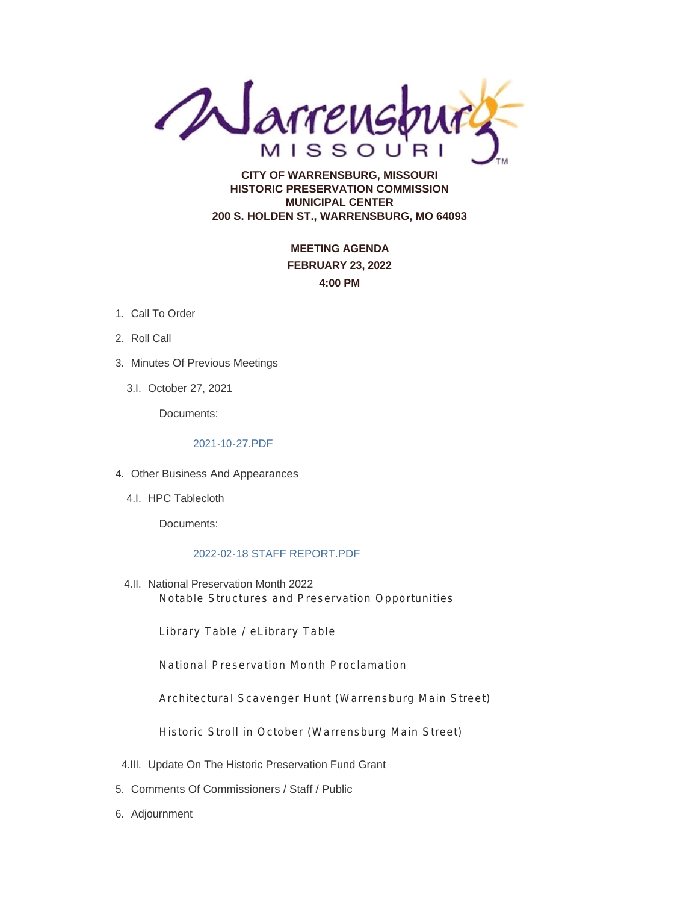**CITY OF WARRENSBURG, MISSOURI**
**HISTORIC PRESERVATION COMMISSION**
**MUNICIPAL CENTER**
**200 S. HOLDEN ST., WARRENSBURG, MO 64093**

**MEETING AGENDA**
**FEBRUARY 23, 2022**
**4:00 PM**

1. Call To Order
2. Roll Call
3. Minutes Of Previous Meetings
   - 3.I. October 27, 2021

     Documents:

     2021-10-27.PDF

4. Other Business And Appearances
   - 4.I. HPC Tablecloth

     Documents:

     2022-02-18 STAFF REPORT.PDF

   - 4.II. National Preservation Month 2022

     Notable Structures and Preservation Opportunities

     Library Table / eLibrary Table

     National Preservation Month Proclamation

     Architectural Scavenger Hunt (Warrensburg Main Street)

     Historic Stroll in October (Warrensburg Main Street)

   - 4.III. Update On The Historic Preservation Fund Grant

5. Comments Of Commissioners / Staff / Public
6. Adjournment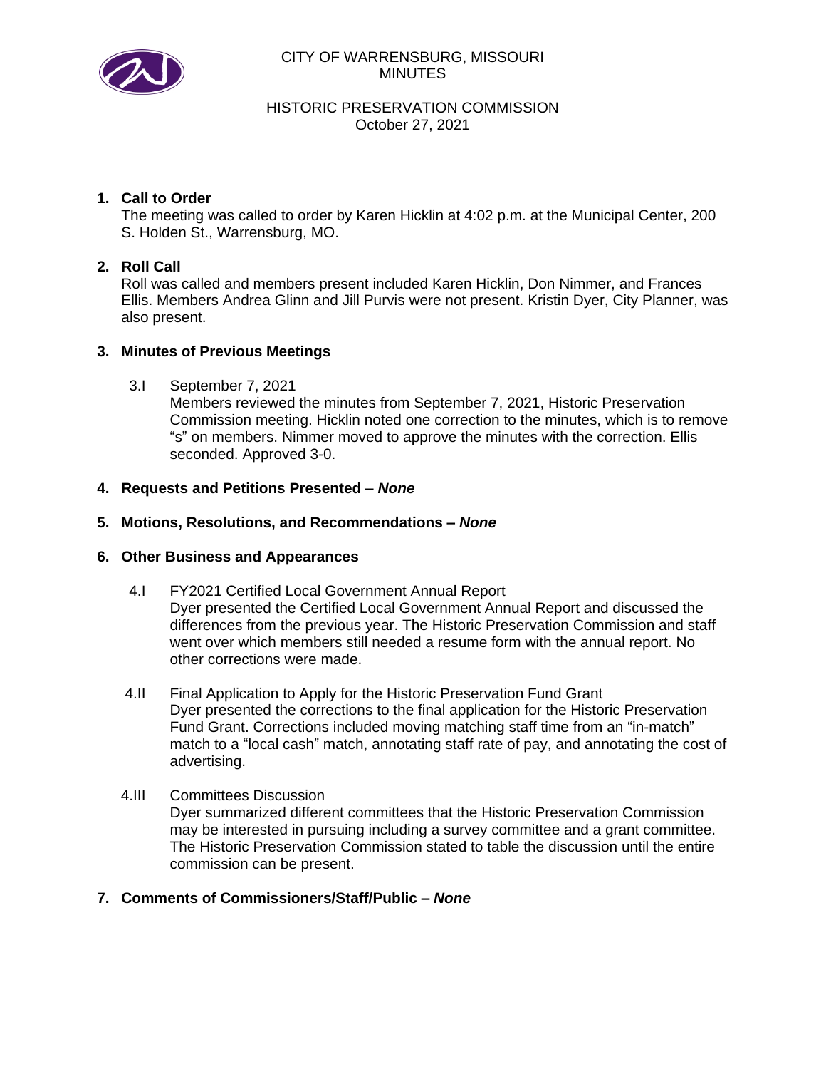CITY OF WARRENSBURG, MISSOURI
MINUTES

HISTORIC PRESERVATION COMMISSION
October 27, 2021

**1. Call to Order**

The meeting was called to order by Karen Hicklin at 4:02 p.m. at the Municipal Center, 200 S. Holden St., Warrensburg, MO.

**2. Roll Call**

Roll was called and members present included Karen Hicklin, Don Nimmer, and Frances Ellis. Members Andrea Glinn and Jill Purvis were not present. Kristin Dyer, City Planner, was also present.

**3. Minutes of Previous Meetings**

3.I September 7, 2021

Members reviewed the minutes from September 7, 2021, Historic Preservation Commission meeting. Hicklin noted one correction to the minutes, which is to remove "s" on members. Nimmer moved to approve the minutes with the correction. Ellis seconded. Approved 3-0.

**4. Requests and Petitions Presented – *None***

**5. Motions, Resolutions, and Recommendations – *None***

**6. Other Business and Appearances**

4.I FY2021 Certified Local Government Annual Report

Dyer presented the Certified Local Government Annual Report and discussed the differences from the previous year. The Historic Preservation Commission and staff went over which members still needed a resume form with the annual report. No other corrections were made.

4.II Final Application to Apply for the Historic Preservation Fund Grant

Dyer presented the corrections to the final application for the Historic Preservation Fund Grant. Corrections included moving matching staff time from an "in-match" match to a "local cash" match, annotating staff rate of pay, and annotating the cost of advertising.

4.III Committees Discussion

Dyer summarized different committees that the Historic Preservation Commission may be interested in pursuing including a survey committee and a grant committee. The Historic Preservation Commission stated to table the discussion until the entire commission can be present.

**7. Comments of Commissioners/Staff/Public – *None***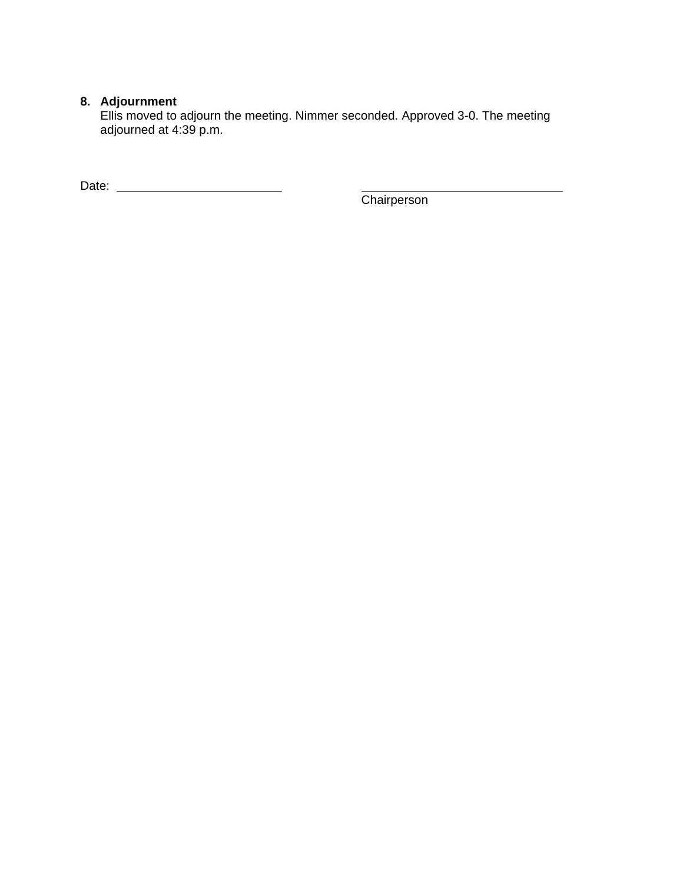**8. Adjournment**

Ellis moved to adjourn the meeting. Nimmer seconded. Approved 3-0. The meeting adjourned at 4:39 p.m.

Date: \_\_\_\_\_\_\_\_\_\_\_\_\_\_\_\_\_\_\_\_\_\_\_\_\_ \_\_\_\_\_\_\_\_\_\_\_\_\_\_\_\_\_\_\_\_\_\_\_\_\_\_\_\_\_\_\_

Chairperson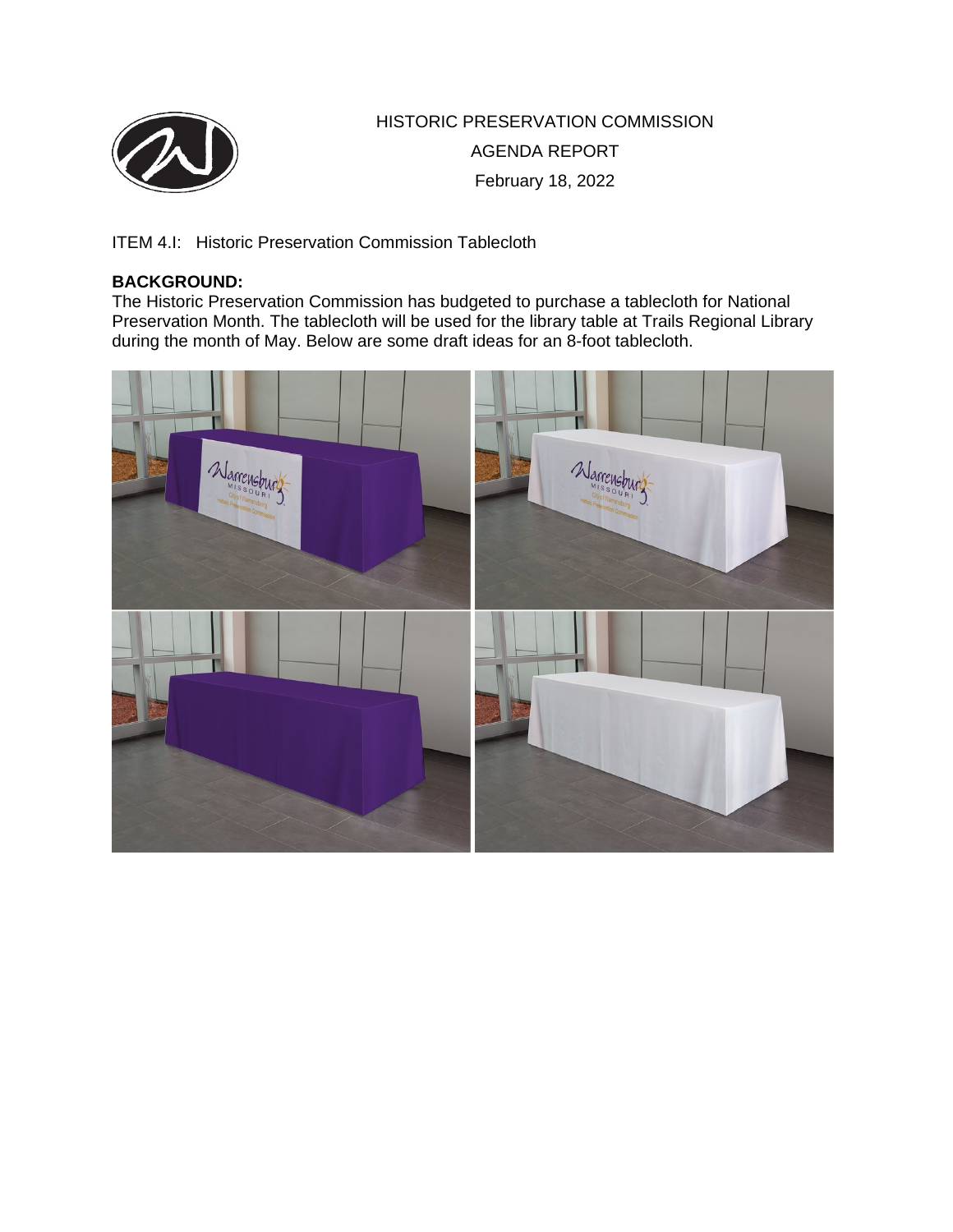HISTORIC PRESERVATION COMMISSION

AGENDA REPORT

February 18, 2022

ITEM 4.I: Historic Preservation Commission Tablecloth

**BACKGROUND:**

The Historic Preservation Commission has budgeted to purchase a tablecloth for National Preservation Month. The tablecloth will be used for the library table at Trails Regional Library during the month of May. Below are some draft ideas for an 8-foot tablecloth.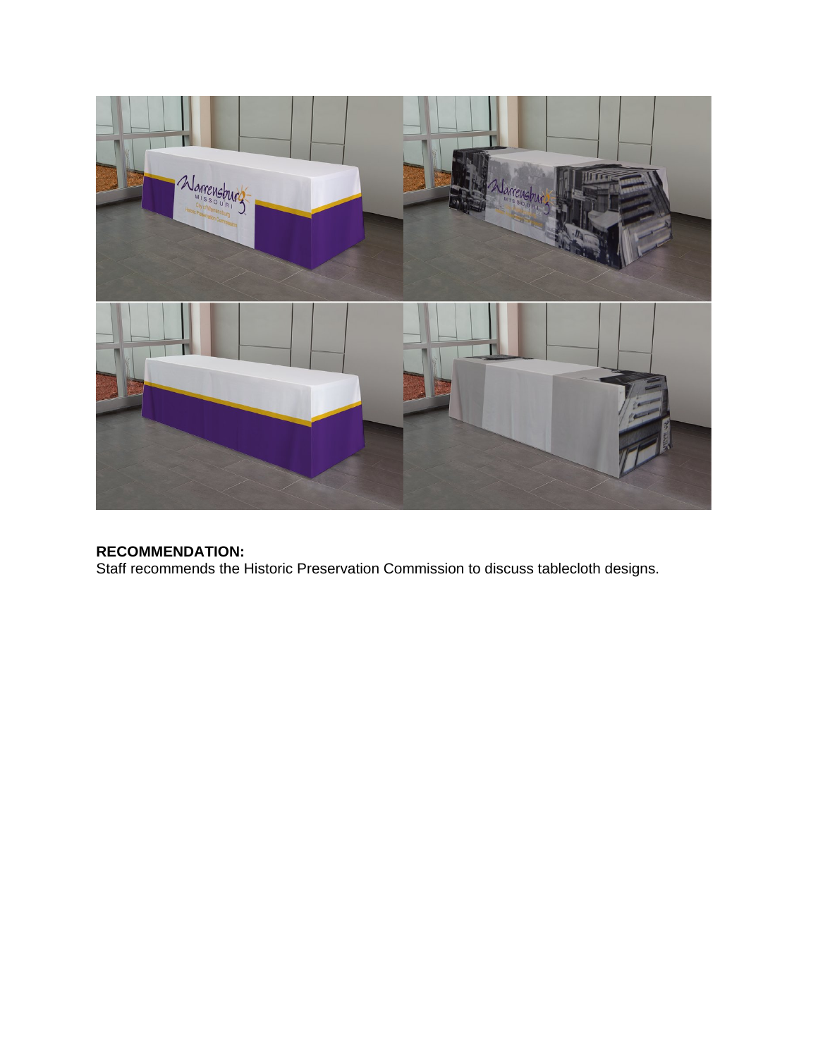**RECOMMENDATION:**
Staff recommends the Historic Preservation Commission to discuss tablecloth designs.